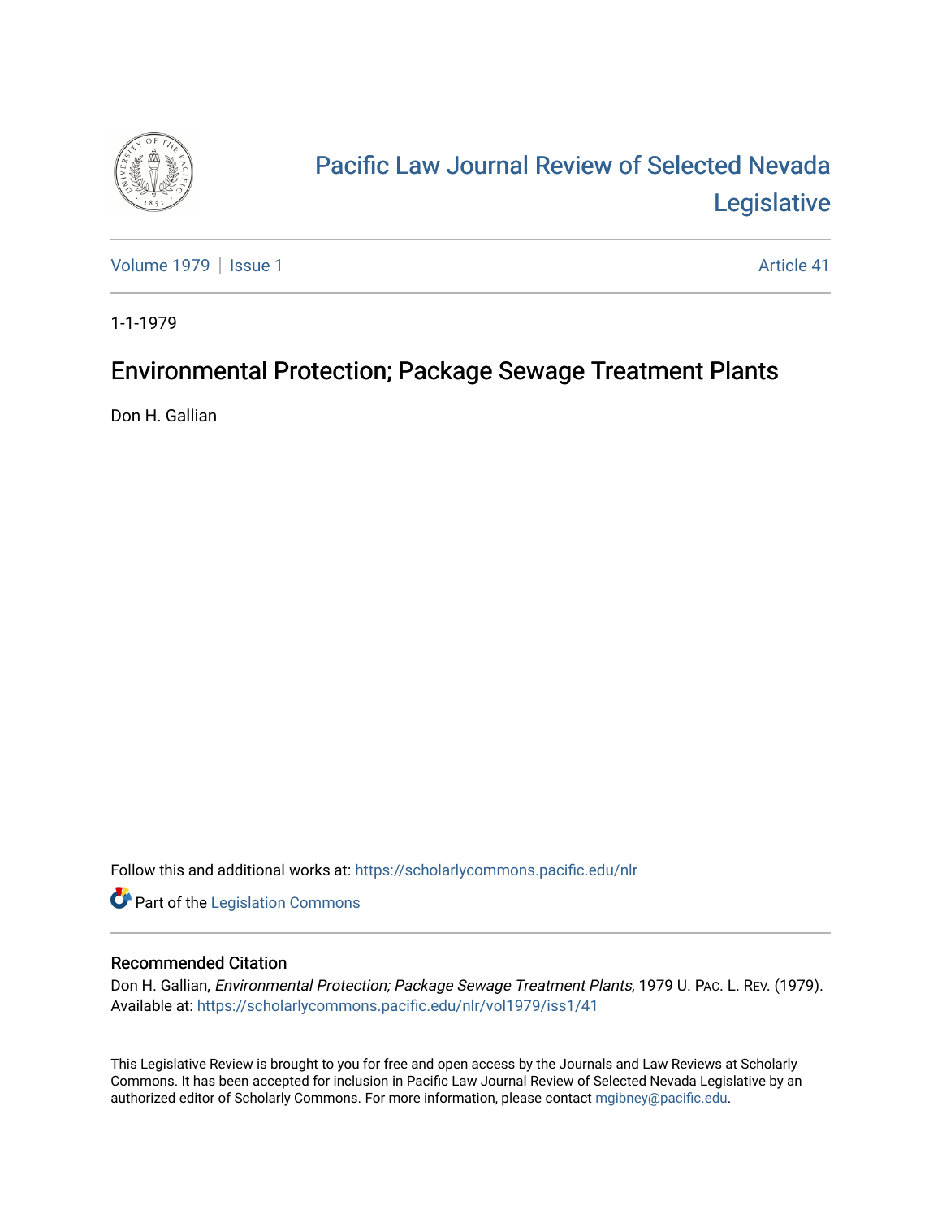# Pacific Law Journal Review of Selected Nevada Legislative

Volume 1979 | Issue 1 Article 41

1-1-1979

## Environmental Protection; Package Sewage Treatment Plants

Don H. Gallian

Follow this and additional works at: https://scholarlycommons.pacific.edu/nlr

Part of the Legislation Commons

### Recommended Citation

Don H. Gallian, *Environmental Protection; Package Sewage Treatment Plants*, 1979 U. Pac. L. Rev. (1979).
Available at: https://scholarlycommons.pacific.edu/nlr/vol1979/iss1/41

This Legislative Review is brought to you for free and open access by the Journals and Law Reviews at Scholarly Commons. It has been accepted for inclusion in Pacific Law Journal Review of Selected Nevada Legislative by an authorized editor of Scholarly Commons. For more information, please contact mgibney@pacific.edu.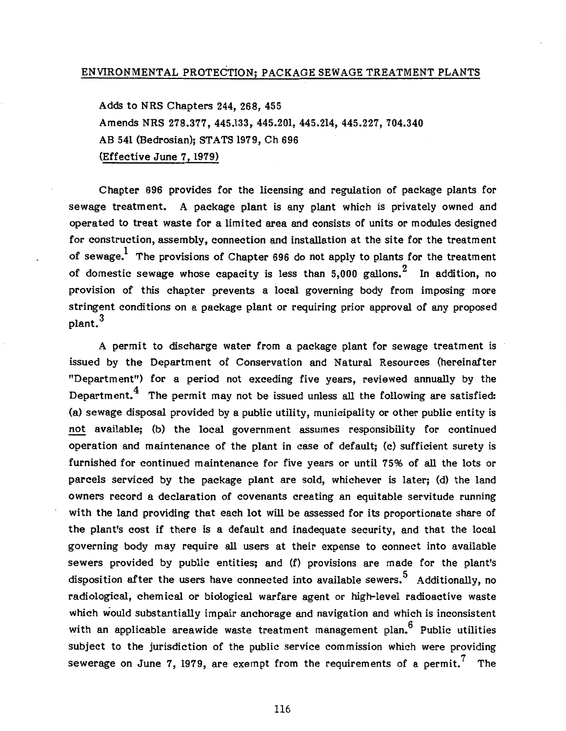ENVIRONMENTAL PROTECTION; PACKAGE SEWAGE TREATMENT PLANTS

Adds to NRS Chapters 244, 268, 455
Amends NRS 278.377, 445.133, 445.201, 445.214, 445.227, 704.340
AB 541 (Bedrosian); STATS 1979, Ch 696
(Effective June 7, 1979)

Chapter 696 provides for the licensing and regulation of package plants for sewage treatment. A package plant is any plant which is privately owned and operated to treat waste for a limited area and consists of units or modules designed for construction, assembly, connection and installation at the site for the treatment of sewage.[1] The provisions of Chapter 696 do not apply to plants for the treatment of domestic sewage whose capacity is less than 5,000 gallons.[2] In addition, no provision of this chapter prevents a local governing body from imposing more stringent conditions on a package plant or requiring prior approval of any proposed plant.[3]

A permit to discharge water from a package plant for sewage treatment is issued by the Department of Conservation and Natural Resources (hereinafter "Department") for a period not exceeding five years, reviewed annually by the Department.[4] The permit may not be issued unless all the following are satisfied: (a) sewage disposal provided by a public utility, municipality or other public entity is not available; (b) the local government assumes responsibility for continued operation and maintenance of the plant in case of default; (c) sufficient surety is furnished for continued maintenance for five years or until 75% of all the lots or parcels serviced by the package plant are sold, whichever is later; (d) the land owners record a declaration of covenants creating an equitable servitude running with the land providing that each lot will be assessed for its proportionate share of the plant's cost if there is a default and inadequate security, and that the local governing body may require all users at their expense to connect into available sewers provided by public entities; and (f) provisions are made for the plant's disposition after the users have connected into available sewers.[5] Additionally, no radiological, chemical or biological warfare agent or high-level radioactive waste which would substantially impair anchorage and navigation and which is inconsistent with an applicable areawide waste treatment management plan.[6] Public utilities subject to the jurisdiction of the public service commission which were providing sewerage on June 7, 1979, are exempt from the requirements of a permit.[7] The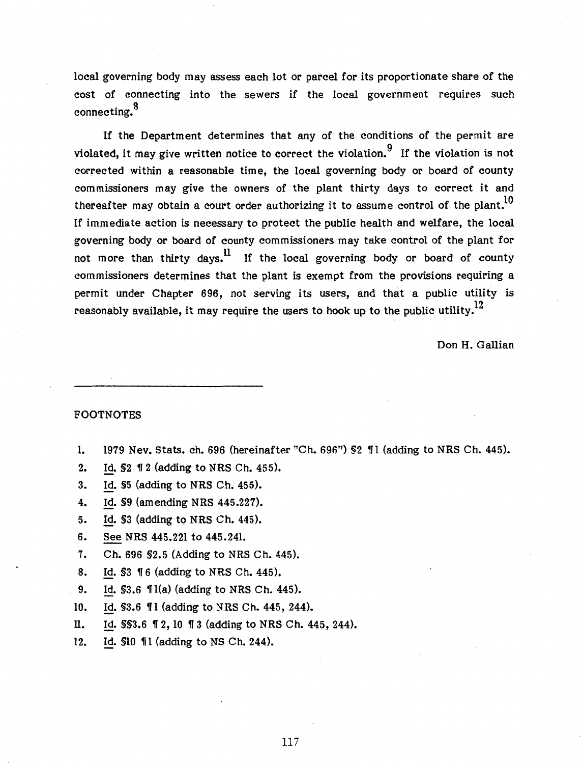local governing body may assess each lot or parcel for its proportionate share of the cost of connecting into the sewers if the local government requires such connecting.[8]

If the Department determines that any of the conditions of the permit are violated, it may give written notice to correct the violation.[9] If the violation is not corrected within a reasonable time, the local governing body or board of county commissioners may give the owners of the plant thirty days to correct it and thereafter may obtain a court order authorizing it to assume control of the plant.[10] If immediate action is necessary to protect the public health and welfare, the local governing body or board of county commissioners may take control of the plant for not more than thirty days.[11] If the local governing body or board of county commissioners determines that the plant is exempt from the provisions requiring a permit under Chapter 696, not serving its users, and that a public utility is reasonably available, it may require the users to hook up to the public utility.[12]

Don H. Gallian

---

FOOTNOTES

1. 1979 Nev. Stats. ch. 696 (hereinafter "Ch. 696") §2 ¶1 (adding to NRS Ch. 445).
2. Id. §2 ¶2 (adding to NRS Ch. 455).
3. Id. §5 (adding to NRS Ch. 455).
4. Id. §9 (amending NRS 445.227).
5. Id. §3 (adding to NRS Ch. 445).
6. See NRS 445.221 to 445.241.
7. Ch. 696 §2.5 (Adding to NRS Ch. 445).
8. Id. §3 ¶6 (adding to NRS Ch. 445).
9. Id. §3.6 ¶1(a) (adding to NRS Ch. 445).
10. Id. §3.6 ¶1 (adding to NRS Ch. 445, 244).
11. Id. §§3.6 ¶2, 10 ¶3 (adding to NRS Ch. 445, 244).
12. Id. §10 ¶1 (adding to NS Ch. 244).